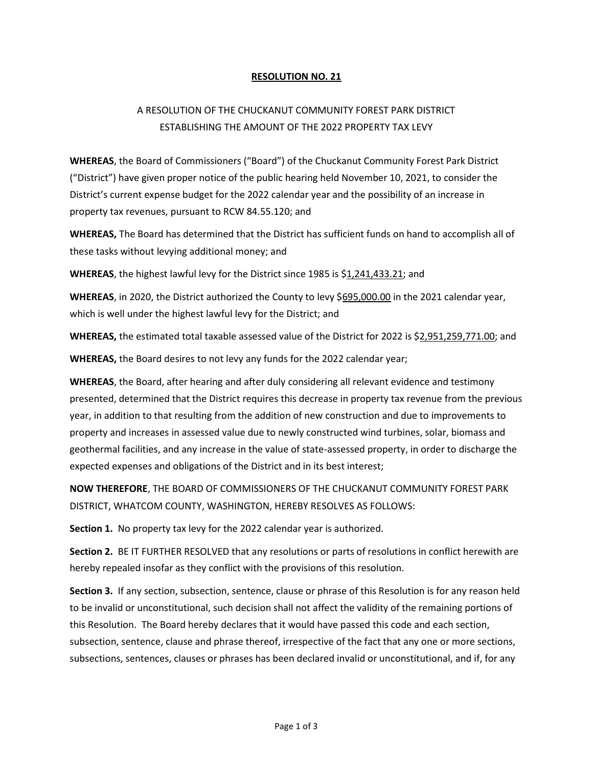**RESOLUTION NO. 21**

A RESOLUTION OF THE CHUCKANUT COMMUNITY FOREST PARK DISTRICT ESTABLISHING THE AMOUNT OF THE 2022 PROPERTY TAX LEVY

**WHEREAS**, the Board of Commissioners ("Board") of the Chuckanut Community Forest Park District ("District") have given proper notice of the public hearing held November 10, 2021, to consider the District's current expense budget for the 2022 calendar year and the possibility of an increase in property tax revenues, pursuant to RCW 84.55.120; and

**WHEREAS,** The Board has determined that the District has sufficient funds on hand to accomplish all of these tasks without levying additional money; and

**WHEREAS**, the highest lawful levy for the District since 1985 is $1,241,433.21; and

**WHEREAS**, in 2020, the District authorized the County to levy $695,000.00 in the 2021 calendar year, which is well under the highest lawful levy for the District; and

**WHEREAS,** the estimated total taxable assessed value of the District for 2022 is $2,951,259,771.00; and

**WHEREAS,** the Board desires to not levy any funds for the 2022 calendar year;

**WHEREAS**, the Board, after hearing and after duly considering all relevant evidence and testimony presented, determined that the District requires this decrease in property tax revenue from the previous year, in addition to that resulting from the addition of new construction and due to improvements to property and increases in assessed value due to newly constructed wind turbines, solar, biomass and geothermal facilities, and any increase in the value of state-assessed property, in order to discharge the expected expenses and obligations of the District and in its best interest;

**NOW THEREFORE**, THE BOARD OF COMMISSIONERS OF THE CHUCKANUT COMMUNITY FOREST PARK DISTRICT, WHATCOM COUNTY, WASHINGTON, HEREBY RESOLVES AS FOLLOWS:

**Section 1.** No property tax levy for the 2022 calendar year is authorized.

**Section 2.** BE IT FURTHER RESOLVED that any resolutions or parts of resolutions in conflict herewith are hereby repealed insofar as they conflict with the provisions of this resolution.

**Section 3.** If any section, subsection, sentence, clause or phrase of this Resolution is for any reason held to be invalid or unconstitutional, such decision shall not affect the validity of the remaining portions of this Resolution. The Board hereby declares that it would have passed this code and each section, subsection, sentence, clause and phrase thereof, irrespective of the fact that any one or more sections, subsections, sentences, clauses or phrases has been declared invalid or unconstitutional, and if, for any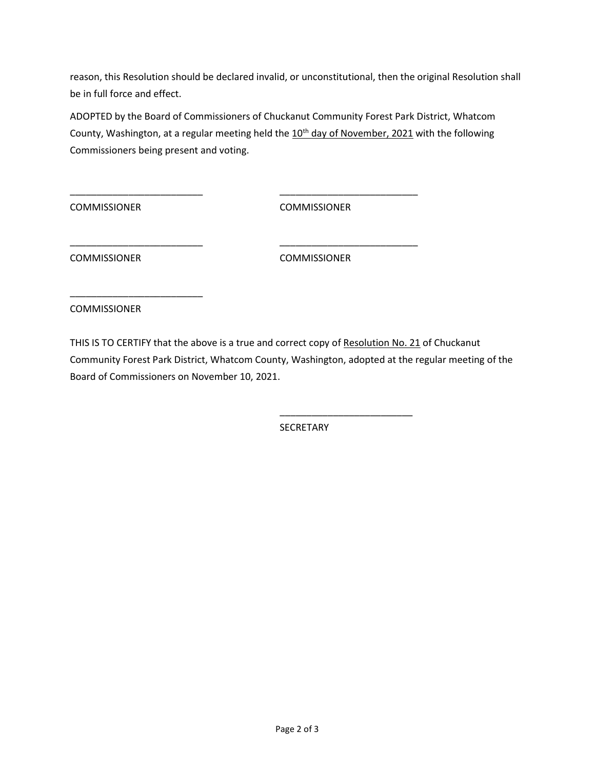reason, this Resolution should be declared invalid, or unconstitutional, then the original Resolution shall be in full force and effect.

ADOPTED by the Board of Commissioners of Chuckanut Community Forest Park District, Whatcom County, Washington, at a regular meeting held the 10th day of November, 2021 with the following Commissioners being present and voting.

\_\_\_\_\_\_\_\_\_\_\_\_\_\_\_\_\_\_\_\_\_\_\_\_\_\_
COMMISSIONER

\_\_\_\_\_\_\_\_\_\_\_\_\_\_\_\_\_\_\_\_\_\_\_\_\_\_
COMMISSIONER

\_\_\_\_\_\_\_\_\_\_\_\_\_\_\_\_\_\_\_\_\_\_\_\_\_\_
COMMISSIONER

\_\_\_\_\_\_\_\_\_\_\_\_\_\_\_\_\_\_\_\_\_\_\_\_\_\_
COMMISSIONER

\_\_\_\_\_\_\_\_\_\_\_\_\_\_\_\_\_\_\_\_\_\_\_\_\_\_
COMMISSIONER

THIS IS TO CERTIFY that the above is a true and correct copy of Resolution No. 21 of Chuckanut Community Forest Park District, Whatcom County, Washington, adopted at the regular meeting of the Board of Commissioners on November 10, 2021.

\_\_\_\_\_\_\_\_\_\_\_\_\_\_\_\_\_\_\_\_\_\_\_\_\_\_
SECRETARY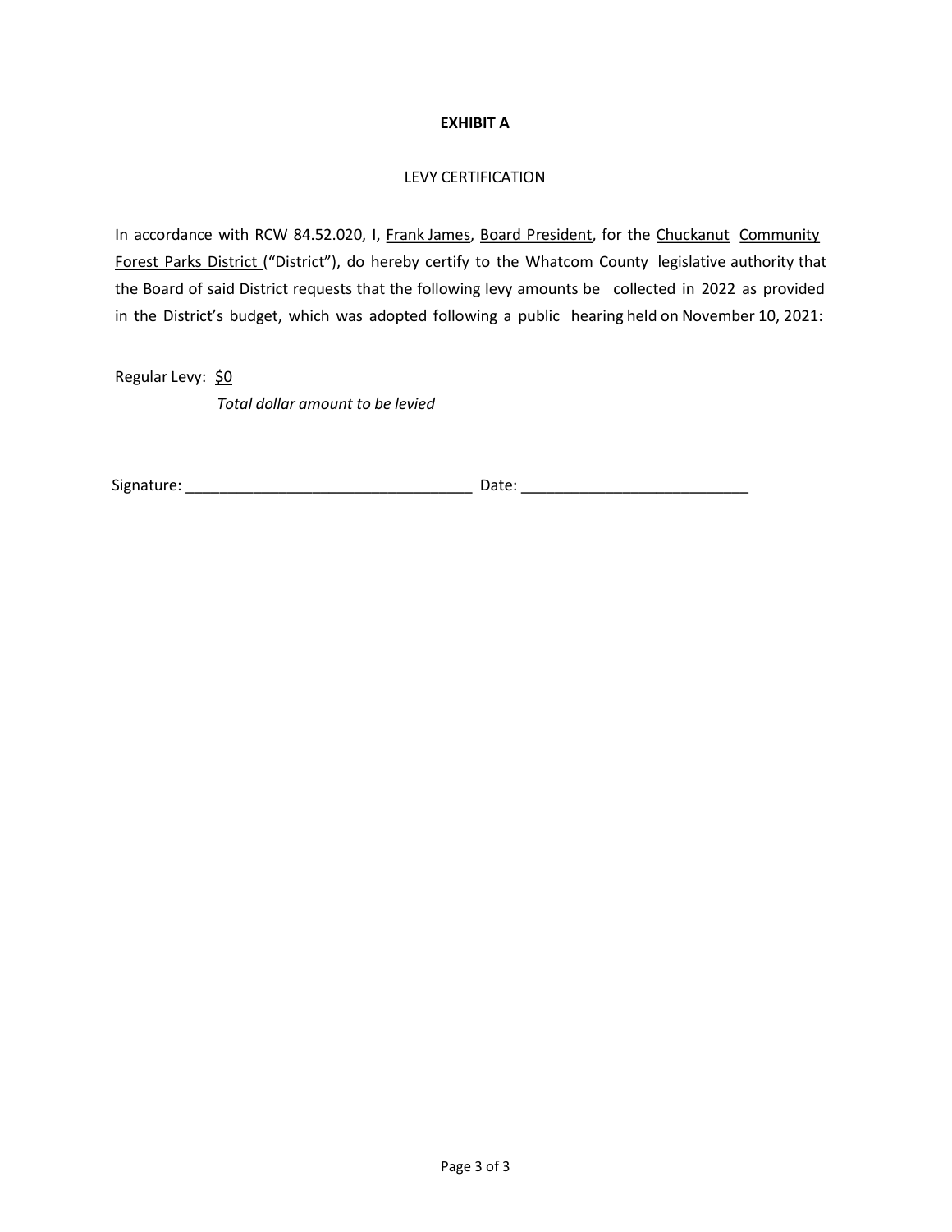**EXHIBIT A**

LEVY CERTIFICATION

In accordance with RCW 84.52.020, I, Frank James, Board President, for the Chuckanut Community Forest Parks District ("District"), do hereby certify to the Whatcom County legislative authority that the Board of said District requests that the following levy amounts be collected in 2022 as provided in the District's budget, which was adopted following a public hearing held on November 10, 2021:

Regular Levy: $0

*Total dollar amount to be levied*

Signature: _________________________________ Date: ___________________________